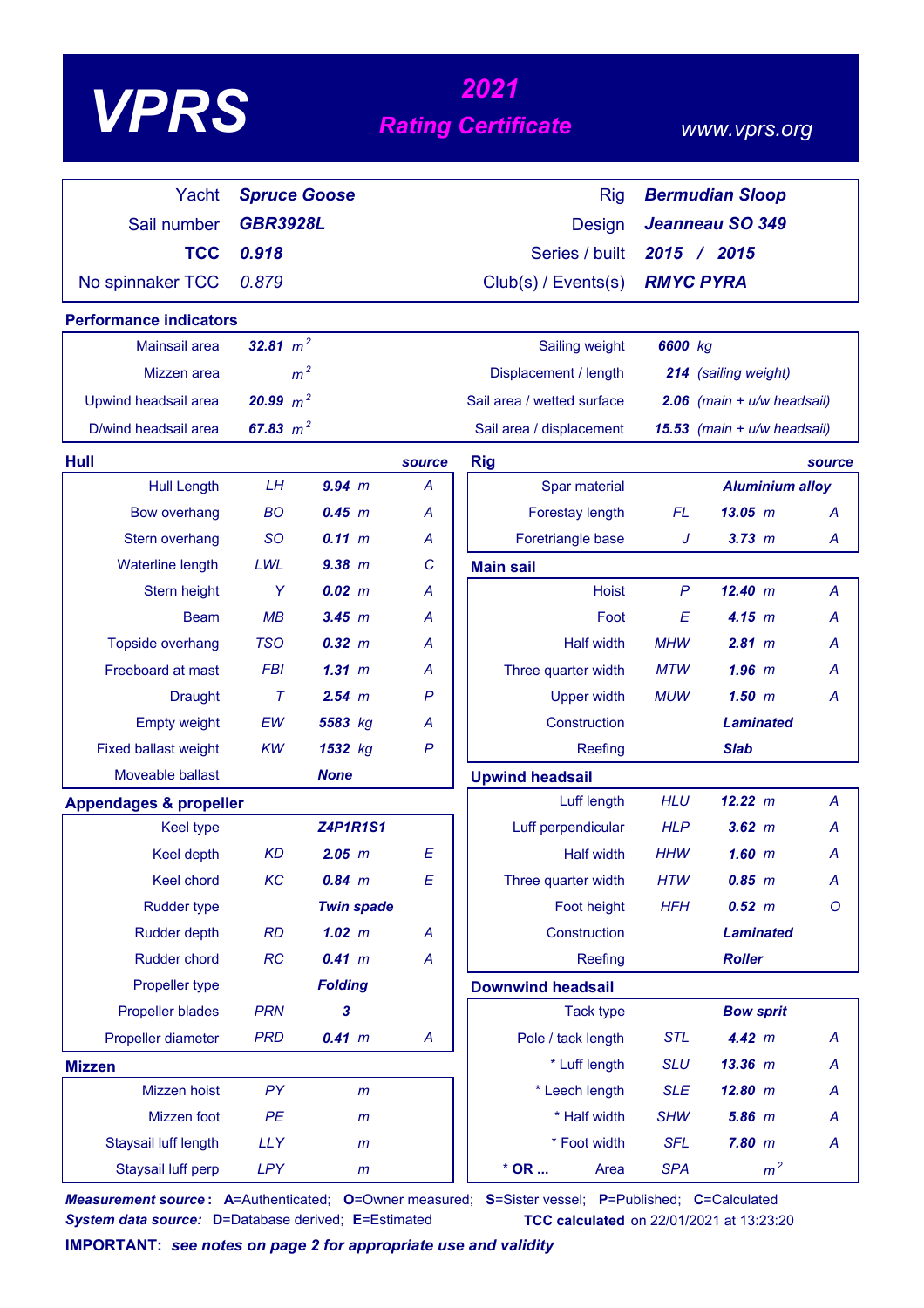# VPRS

## 2021 Rating Certificate

www.vprs.org

| | | | |
|---|---|---|---|
| Yacht | **Spruce Goose** | Rig | **Bermudian Sloop** |
| Sail number | **GBR3928L** | Design | **Jeanneau SO 349** |
| **TCC** | **0.918** | Series / built | **2015 / 2015** |
| No spinnaker TCC | 0.879 | Club(s) / Events(s) | **RMYC PYRA** |

### Performance indicators

| | | | |
|---|---|---|---|
| Mainsail area | **32.81** $m^2$ | Sailing weight | **6600** kg |
| Mizzen area | $m^2$ | Displacement / length | **214** (sailing weight) |
| Upwind headsail area | **20.99** $m^2$ | Sail area / wetted surface | **2.06** (main + u/w headsail) |
| D/wind headsail area | **67.83** $m^2$ | Sail area / displacement | **15.53** (main + u/w headsail) |

### Hull

| | | | source |
|---|---|---|---|
| Hull Length | LH | **9.94** m | A |
| Bow overhang | BO | **0.45** m | A |
| Stern overhang | SO | **0.11** m | A |
| Waterline length | LWL | **9.38** m | C |
| Stern height | Y | **0.02** m | A |
| Beam | MB | **3.45** m | A |
| Topside overhang | TSO | **0.32** m | A |
| Freeboard at mast | FBI | **1.31** m | A |
| Draught | T | **2.54** m | P |
| Empty weight | EW | **5583** kg | A |
| Fixed ballast weight | KW | **1532** kg | P |
| Moveable ballast | | **None** | |

### Appendages & propeller

| | | | |
|---|---|---|---|
| Keel type | | **Z4P1R1S1** | |
| Keel depth | KD | **2.05** m | E |
| Keel chord | KC | **0.84** m | E |
| Rudder type | | **Twin spade** | |
| Rudder depth | RD | **1.02** m | A |
| Rudder chord | RC | **0.41** m | A |
| Propeller type | | **Folding** | |
| Propeller blades | PRN | **3** | |
| Propeller diameter | PRD | **0.41** m | A |

### Mizzen

| | | |
|---|---|---|
| Mizzen hoist | PY | m |
| Mizzen foot | PE | m |
| Staysail luff length | LLY | m |
| Staysail luff perp | LPY | m |

### Rig

| | | | source |
|---|---|---|---|
| Spar material | | **Aluminium alloy** | |
| Forestay length | FL | **13.05** m | A |
| Foretriangle base | J | **3.73** m | A |

### Main sail

| | | | |
|---|---|---|---|
| Hoist | P | **12.40** m | A |
| Foot | E | **4.15** m | A |
| Half width | MHW | **2.81** m | A |
| Three quarter width | MTW | **1.96** m | A |
| Upper width | MUW | **1.50** m | A |
| Construction | | **Laminated** | |
| Reefing | | **Slab** | |

### Upwind headsail

| | | | |
|---|---|---|---|
| Luff length | HLU | **12.22** m | A |
| Luff perpendicular | HLP | **3.62** m | A |
| Half width | HHW | **1.60** m | A |
| Three quarter width | HTW | **0.85** m | A |
| Foot height | HFH | **0.52** m | O |
| Construction | | **Laminated** | |
| Reefing | | **Roller** | |

### Downwind headsail

| | | | |
|---|---|---|---|
| Tack type | | **Bow sprit** | |
| Pole / tack length | STL | **4.42** m | A |
| * Luff length | SLU | **13.36** m | A |
| * Leech length | SLE | **12.80** m | A |
| * Half width | SHW | **5.86** m | A |
| * Foot width | SFL | **7.80** m | A |
| * OR ... Area | SPA | $m^2$ | |

***Measurement source*:** **A**=Authenticated; **O**=Owner measured; **S**=Sister vessel; **P**=Published; **C**=Calculated
***System data source*:** **D**=Database derived; **E**=Estimated

**TCC calculated** on 22/01/2021 at 13:23:20

**IMPORTANT:** ***see notes on page 2 for appropriate use and validity***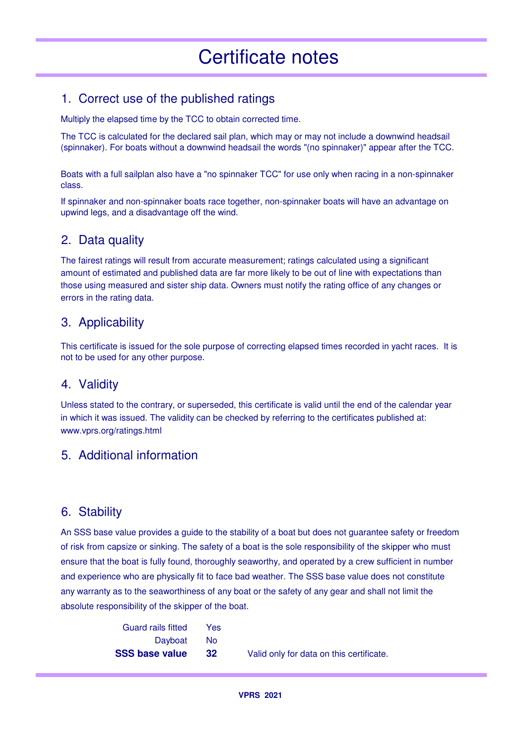# Certificate notes

## 1. Correct use of the published ratings

Multiply the elapsed time by the TCC to obtain corrected time.

The TCC is calculated for the declared sail plan, which may or may not include a downwind headsail (spinnaker). For boats without a downwind headsail the words "(no spinnaker)" appear after the TCC.

Boats with a full sailplan also have a "no spinnaker TCC" for use only when racing in a non-spinnaker class.

If spinnaker and non-spinnaker boats race together, non-spinnaker boats will have an advantage on upwind legs, and a disadvantage off the wind.

## 2. Data quality

The fairest ratings will result from accurate measurement; ratings calculated using a significant amount of estimated and published data are far more likely to be out of line with expectations than those using measured and sister ship data. Owners must notify the rating office of any changes or errors in the rating data.

## 3. Applicability

This certificate is issued for the sole purpose of correcting elapsed times recorded in yacht races. It is not to be used for any other purpose.

## 4. Validity

Unless stated to the contrary, or superseded, this certificate is valid until the end of the calendar year in which it was issued. The validity can be checked by referring to the certificates published at: www.vprs.org/ratings.html

## 5. Additional information

## 6. Stability

An SSS base value provides a guide to the stability of a boat but does not guarantee safety or freedom of risk from capsize or sinking. The safety of a boat is the sole responsibility of the skipper who must ensure that the boat is fully found, thoroughly seaworthy, and operated by a crew sufficient in number and experience who are physically fit to face bad weather. The SSS base value does not constitute any warranty as to the seaworthiness of any boat or the safety of any gear and shall not limit the absolute responsibility of the skipper of the boat.

| | | |
|---|---|---|
| Guard rails fitted | Yes | |
| Dayboat | No | |
| **SSS base value** | **32** | Valid only for data on this certificate. |

**VPRS 2021**